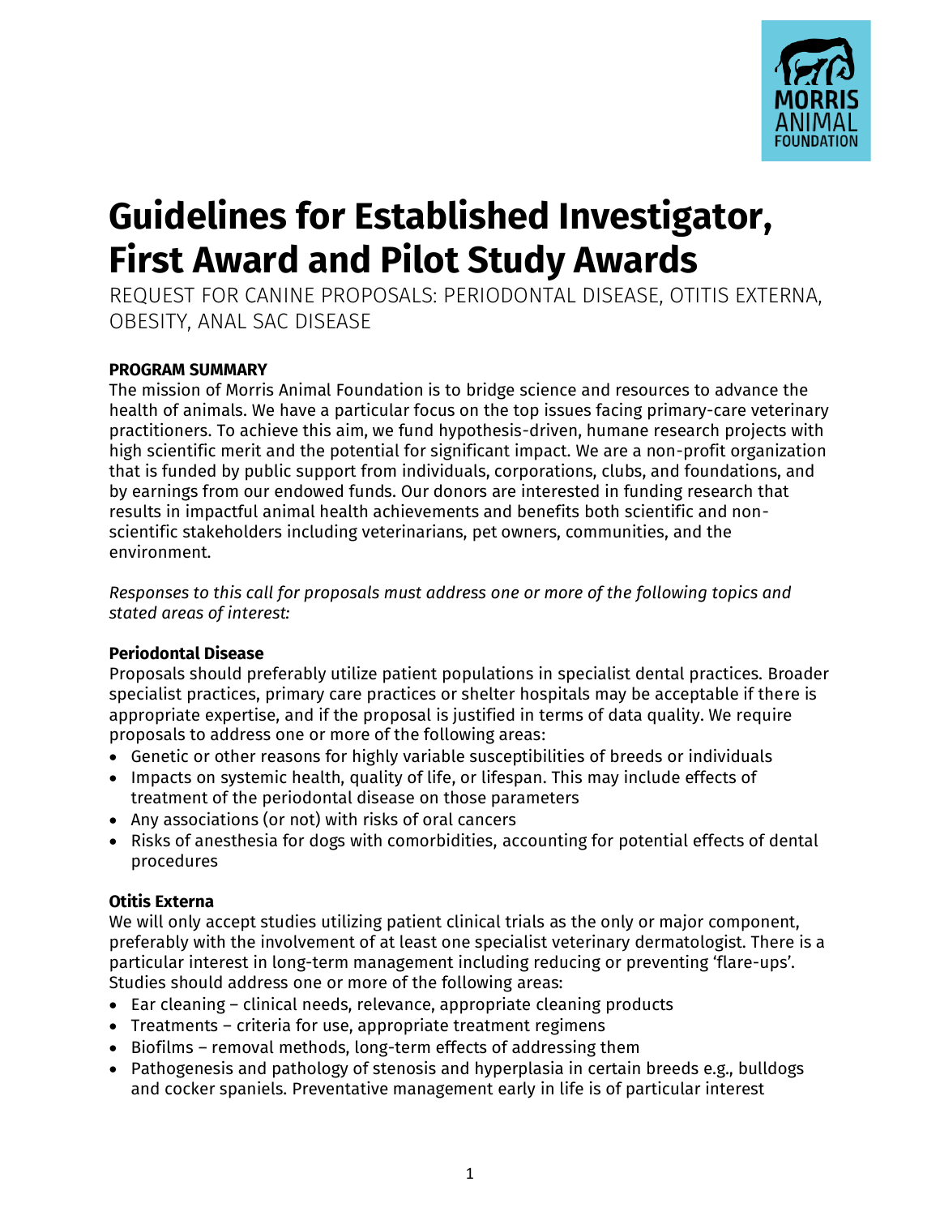# Guidelines for Established Investigator, First Award and Pilot Study Awards

REQUEST FOR CANINE PROPOSALS: PERIODONTAL DISEASE, OTITIS EXTERNA, OBESITY, ANAL SAC DISEASE

**PROGRAM SUMMARY**

The mission of Morris Animal Foundation is to bridge science and resources to advance the health of animals. We have a particular focus on the top issues facing primary-care veterinary practitioners. To achieve this aim, we fund hypothesis-driven, humane research projects with high scientific merit and the potential for significant impact. We are a non-profit organization that is funded by public support from individuals, corporations, clubs, and foundations, and by earnings from our endowed funds. Our donors are interested in funding research that results in impactful animal health achievements and benefits both scientific and non-scientific stakeholders including veterinarians, pet owners, communities, and the environment.

*Responses to this call for proposals must address one or more of the following topics and stated areas of interest:*

**Periodontal Disease**

Proposals should preferably utilize patient populations in specialist dental practices. Broader specialist practices, primary care practices or shelter hospitals may be acceptable if there is appropriate expertise, and if the proposal is justified in terms of data quality. We require proposals to address one or more of the following areas:

- Genetic or other reasons for highly variable susceptibilities of breeds or individuals
- Impacts on systemic health, quality of life, or lifespan. This may include effects of treatment of the periodontal disease on those parameters
- Any associations (or not) with risks of oral cancers
- Risks of anesthesia for dogs with comorbidities, accounting for potential effects of dental procedures

**Otitis Externa**

We will only accept studies utilizing patient clinical trials as the only or major component, preferably with the involvement of at least one specialist veterinary dermatologist. There is a particular interest in long-term management including reducing or preventing 'flare-ups'. Studies should address one or more of the following areas:

- Ear cleaning – clinical needs, relevance, appropriate cleaning products
- Treatments – criteria for use, appropriate treatment regimens
- Biofilms – removal methods, long-term effects of addressing them
- Pathogenesis and pathology of stenosis and hyperplasia in certain breeds e.g., bulldogs and cocker spaniels. Preventative management early in life is of particular interest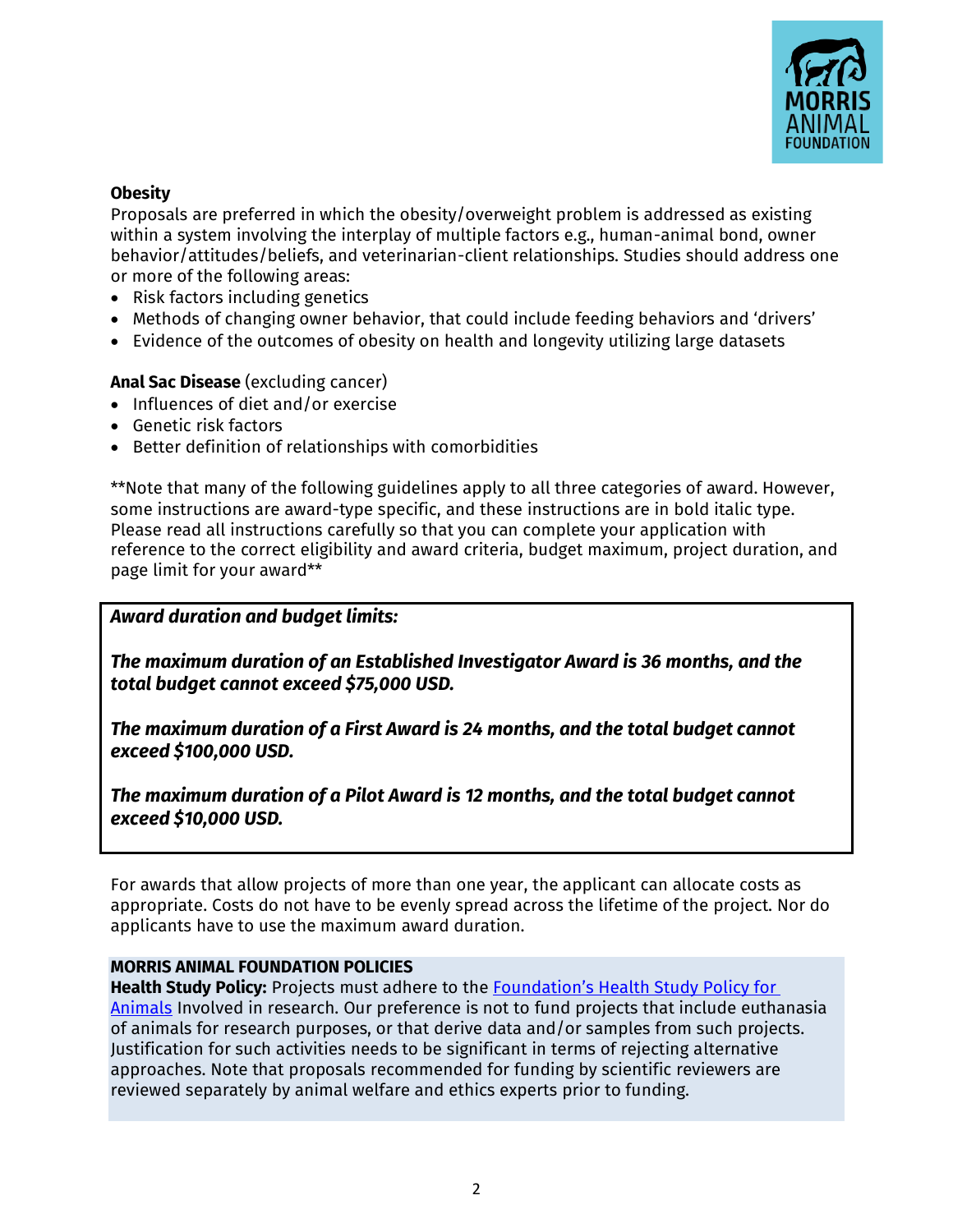**Obesity**

Proposals are preferred in which the obesity/overweight problem is addressed as existing within a system involving the interplay of multiple factors e.g., human-animal bond, owner behavior/attitudes/beliefs, and veterinarian-client relationships. Studies should address one or more of the following areas:

- Risk factors including genetics
- Methods of changing owner behavior, that could include feeding behaviors and 'drivers'
- Evidence of the outcomes of obesity on health and longevity utilizing large datasets

**Anal Sac Disease** (excluding cancer)

- Influences of diet and/or exercise
- Genetic risk factors
- Better definition of relationships with comorbidities

**Note that many of the following guidelines apply to all three categories of award. However, some instructions are award-type specific, and these instructions are in bold italic type. Please read all instructions carefully so that you can complete your application with reference to the correct eligibility and award criteria, budget maximum, project duration, and page limit for your award**

***Award duration and budget limits:***

***The maximum duration of an Established Investigator Award is 36 months, and the total budget cannot exceed $75,000 USD.***

***The maximum duration of a First Award is 24 months, and the total budget cannot exceed $100,000 USD.***

***The maximum duration of a Pilot Award is 12 months, and the total budget cannot exceed $10,000 USD.***

For awards that allow projects of more than one year, the applicant can allocate costs as appropriate. Costs do not have to be evenly spread across the lifetime of the project. Nor do applicants have to use the maximum award duration.

**MORRIS ANIMAL FOUNDATION POLICIES**

**Health Study Policy:** Projects must adhere to the Foundation's Health Study Policy for Animals Involved in research. Our preference is not to fund projects that include euthanasia of animals for research purposes, or that derive data and/or samples from such projects. Justification for such activities needs to be significant in terms of rejecting alternative approaches. Note that proposals recommended for funding by scientific reviewers are reviewed separately by animal welfare and ethics experts prior to funding.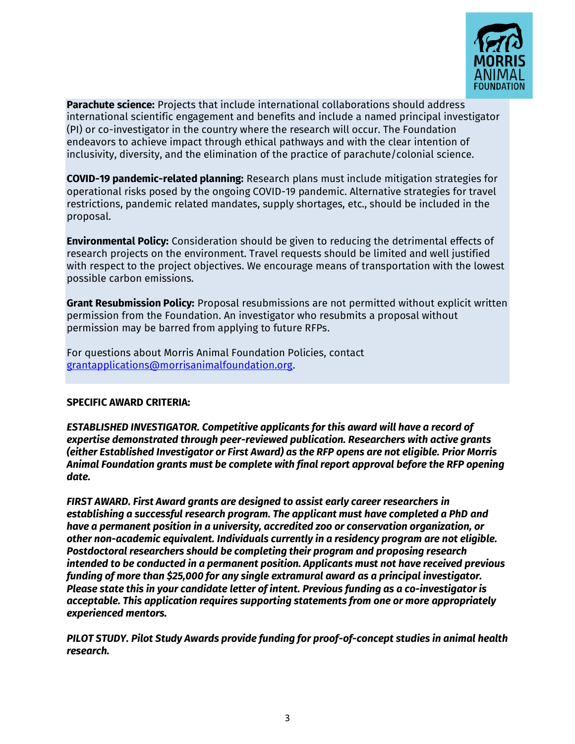**Parachute science:** Projects that include international collaborations should address international scientific engagement and benefits and include a named principal investigator (PI) or co-investigator in the country where the research will occur. The Foundation endeavors to achieve impact through ethical pathways and with the clear intention of inclusivity, diversity, and the elimination of the practice of parachute/colonial science.

**COVID-19 pandemic-related planning:** Research plans must include mitigation strategies for operational risks posed by the ongoing COVID-19 pandemic. Alternative strategies for travel restrictions, pandemic related mandates, supply shortages, etc., should be included in the proposal.

**Environmental Policy:** Consideration should be given to reducing the detrimental effects of research projects on the environment. Travel requests should be limited and well justified with respect to the project objectives. We encourage means of transportation with the lowest possible carbon emissions.

**Grant Resubmission Policy:** Proposal resubmissions are not permitted without explicit written permission from the Foundation. An investigator who resubmits a proposal without permission may be barred from applying to future RFPs.

For questions about Morris Animal Foundation Policies, contact grantapplications@morrisanimalfoundation.org.

**SPECIFIC AWARD CRITERIA:**

***ESTABLISHED INVESTIGATOR. Competitive applicants for this award will have a record of expertise demonstrated through peer-reviewed publication. Researchers with active grants (either Established Investigator or First Award) as the RFP opens are not eligible. Prior Morris Animal Foundation grants must be complete with final report approval before the RFP opening date.***

***FIRST AWARD. First Award grants are designed to assist early career researchers in establishing a successful research program. The applicant must have completed a PhD and have a permanent position in a university, accredited zoo or conservation organization, or other non-academic equivalent. Individuals currently in a residency program are not eligible. Postdoctoral researchers should be completing their program and proposing research intended to be conducted in a permanent position. Applicants must not have received previous funding of more than $25,000 for any single extramural award as a principal investigator. Please state this in your candidate letter of intent. Previous funding as a co-investigator is acceptable. This application requires supporting statements from one or more appropriately experienced mentors.***

***PILOT STUDY. Pilot Study Awards provide funding for proof-of-concept studies in animal health research.***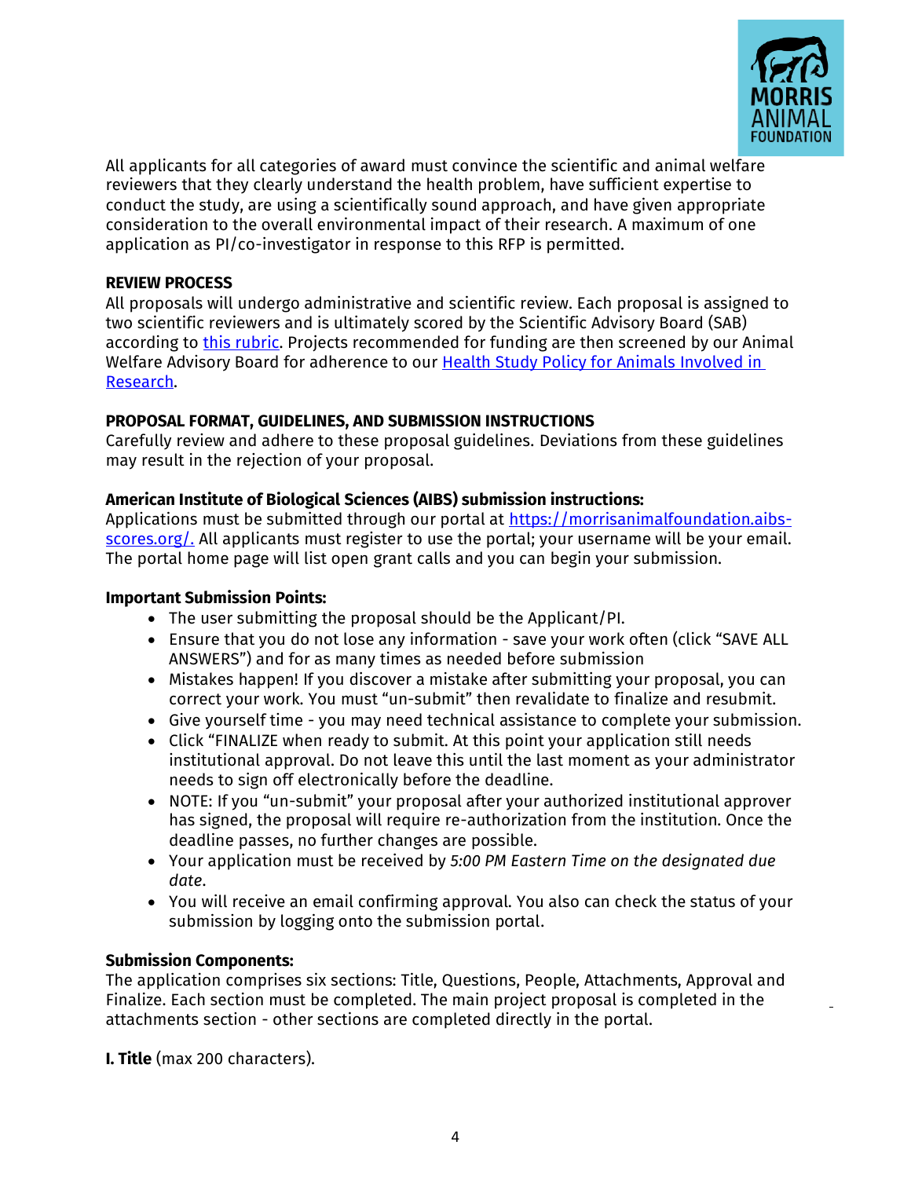All applicants for all categories of award must convince the scientific and animal welfare reviewers that they clearly understand the health problem, have sufficient expertise to conduct the study, are using a scientifically sound approach, and have given appropriate consideration to the overall environmental impact of their research. A maximum of one application as PI/co-investigator in response to this RFP is permitted.

**REVIEW PROCESS**

All proposals will undergo administrative and scientific review. Each proposal is assigned to two scientific reviewers and is ultimately scored by the Scientific Advisory Board (SAB) according to [this rubric](). Projects recommended for funding are then screened by our Animal Welfare Advisory Board for adherence to our [Health Study Policy for Animals Involved in Research]().

**PROPOSAL FORMAT, GUIDELINES, AND SUBMISSION INSTRUCTIONS**

Carefully review and adhere to these proposal guidelines. Deviations from these guidelines may result in the rejection of your proposal.

**American Institute of Biological Sciences (AIBS) submission instructions:**

Applications must be submitted through our portal at [https://morrisanimalfoundation.aibs-scores.org/.](https://morrisanimalfoundation.aibs-scores.org/) All applicants must register to use the portal; your username will be your email. The portal home page will list open grant calls and you can begin your submission.

**Important Submission Points:**

- The user submitting the proposal should be the Applicant/PI.
- Ensure that you do not lose any information - save your work often (click "SAVE ALL ANSWERS") and for as many times as needed before submission
- Mistakes happen! If you discover a mistake after submitting your proposal, you can correct your work. You must "un-submit" then revalidate to finalize and resubmit.
- Give yourself time - you may need technical assistance to complete your submission.
- Click "FINALIZE when ready to submit. At this point your application still needs institutional approval. Do not leave this until the last moment as your administrator needs to sign off electronically before the deadline.
- NOTE: If you "un-submit" your proposal after your authorized institutional approver has signed, the proposal will require re-authorization from the institution. Once the deadline passes, no further changes are possible.
- Your application must be received by *5:00 PM Eastern Time on the designated due date*.
- You will receive an email confirming approval. You also can check the status of your submission by logging onto the submission portal.

**Submission Components:**

The application comprises six sections: Title, Questions, People, Attachments, Approval and Finalize. Each section must be completed. The main project proposal is completed in the attachments section - other sections are completed directly in the portal.

**I. Title** (max 200 characters).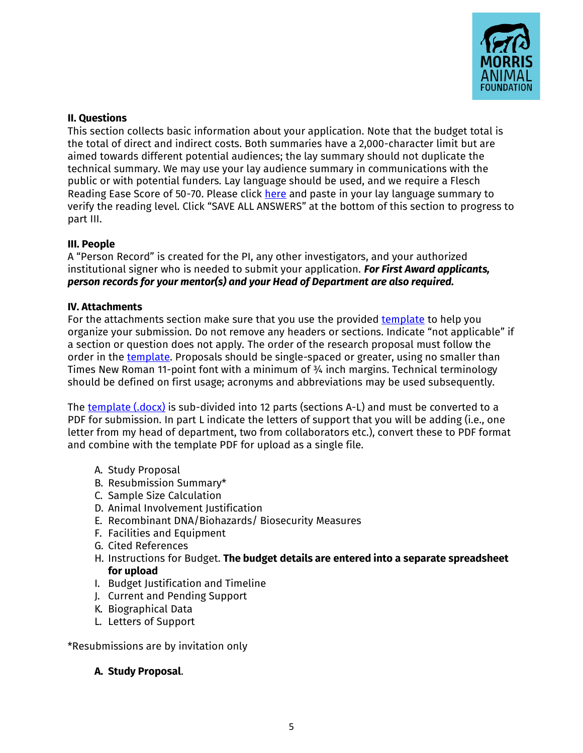**II. Questions**

This section collects basic information about your application. Note that the budget total is the total of direct and indirect costs. Both summaries have a 2,000-character limit but are aimed towards different potential audiences; the lay summary should not duplicate the technical summary. We may use your lay audience summary in communications with the public or with potential funders. Lay language should be used, and we require a Flesch Reading Ease Score of 50-70. Please click here and paste in your lay language summary to verify the reading level. Click "SAVE ALL ANSWERS" at the bottom of this section to progress to part III.

**III. People**

A "Person Record" is created for the PI, any other investigators, and your authorized institutional signer who is needed to submit your application. ***For First Award applicants, person records for your mentor(s) and your Head of Department are also required.***

**IV. Attachments**

For the attachments section make sure that you use the provided template to help you organize your submission. Do not remove any headers or sections. Indicate "not applicable" if a section or question does not apply. The order of the research proposal must follow the order in the template. Proposals should be single-spaced or greater, using no smaller than Times New Roman 11-point font with a minimum of ¾ inch margins. Technical terminology should be defined on first usage; acronyms and abbreviations may be used subsequently.

The template (.docx) is sub-divided into 12 parts (sections A-L) and must be converted to a PDF for submission. In part L indicate the letters of support that you will be adding (i.e., one letter from my head of department, two from collaborators etc.), convert these to PDF format and combine with the template PDF for upload as a single file.

A. Study Proposal
B. Resubmission Summary*
C. Sample Size Calculation
D. Animal Involvement Justification
E. Recombinant DNA/Biohazards/ Biosecurity Measures
F. Facilities and Equipment
G. Cited References
H. Instructions for Budget. **The budget details are entered into a separate spreadsheet for upload**
I. Budget Justification and Timeline
J. Current and Pending Support
K. Biographical Data
L. Letters of Support

*Resubmissions are by invitation only

**A. Study Proposal**.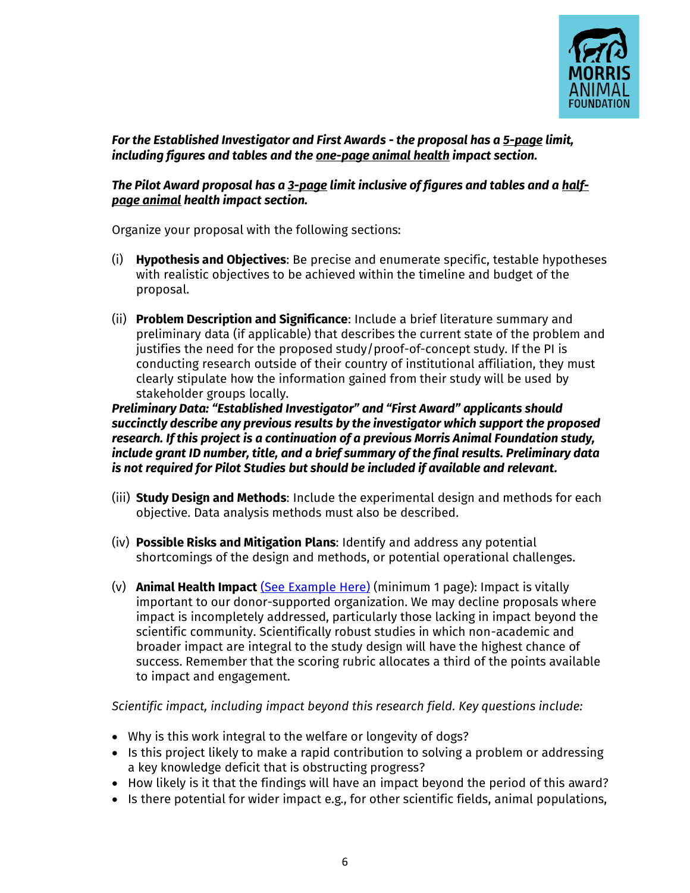***For the Established Investigator and First Awards - the proposal has a 5-page limit, including figures and tables and the one-page animal health impact section.***

***The Pilot Award proposal has a 3-page limit inclusive of figures and tables and a half-page animal health impact section.***

Organize your proposal with the following sections:

(i) **Hypothesis and Objectives**: Be precise and enumerate specific, testable hypotheses with realistic objectives to be achieved within the timeline and budget of the proposal.

(ii) **Problem Description and Significance**: Include a brief literature summary and preliminary data (if applicable) that describes the current state of the problem and justifies the need for the proposed study/proof-of-concept study. If the PI is conducting research outside of their country of institutional affiliation, they must clearly stipulate how the information gained from their study will be used by stakeholder groups locally.

***Preliminary Data: "Established Investigator" and "First Award" applicants should succinctly describe any previous results by the investigator which support the proposed research. If this project is a continuation of a previous Morris Animal Foundation study, include grant ID number, title, and a brief summary of the final results. Preliminary data is not required for Pilot Studies but should be included if available and relevant.***

(iii) **Study Design and Methods**: Include the experimental design and methods for each objective. Data analysis methods must also be described.

(iv) **Possible Risks and Mitigation Plans**: Identify and address any potential shortcomings of the design and methods, or potential operational challenges.

(v) **Animal Health Impact** (See Example Here) (minimum 1 page): Impact is vitally important to our donor-supported organization. We may decline proposals where impact is incompletely addressed, particularly those lacking in impact beyond the scientific community. Scientifically robust studies in which non-academic and broader impact are integral to the study design will have the highest chance of success. Remember that the scoring rubric allocates a third of the points available to impact and engagement.

*Scientific impact, including impact beyond this research field. Key questions include:*

- Why is this work integral to the welfare or longevity of dogs?
- Is this project likely to make a rapid contribution to solving a problem or addressing a key knowledge deficit that is obstructing progress?
- How likely is it that the findings will have an impact beyond the period of this award?
- Is there potential for wider impact e.g., for other scientific fields, animal populations,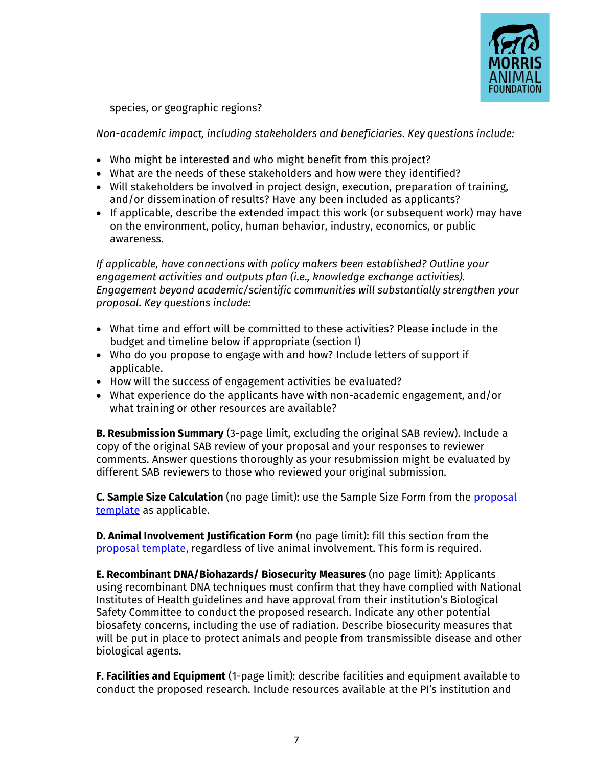species, or geographic regions?

*Non-academic impact, including stakeholders and beneficiaries. Key questions include:*

- Who might be interested and who might benefit from this project?
- What are the needs of these stakeholders and how were they identified?
- Will stakeholders be involved in project design, execution, preparation of training, and/or dissemination of results? Have any been included as applicants?
- If applicable, describe the extended impact this work (or subsequent work) may have on the environment, policy, human behavior, industry, economics, or public awareness.

*If applicable, have connections with policy makers been established? Outline your engagement activities and outputs plan (i.e., knowledge exchange activities). Engagement beyond academic/scientific communities will substantially strengthen your proposal. Key questions include:*

- What time and effort will be committed to these activities? Please include in the budget and timeline below if appropriate (section I)
- Who do you propose to engage with and how? Include letters of support if applicable.
- How will the success of engagement activities be evaluated?
- What experience do the applicants have with non-academic engagement, and/or what training or other resources are available?

**B. Resubmission Summary** (3-page limit, excluding the original SAB review). Include a copy of the original SAB review of your proposal and your responses to reviewer comments. Answer questions thoroughly as your resubmission might be evaluated by different SAB reviewers to those who reviewed your original submission.

**C. Sample Size Calculation** (no page limit): use the Sample Size Form from the proposal template as applicable.

**D. Animal Involvement Justification Form** (no page limit): fill this section from the proposal template, regardless of live animal involvement. This form is required.

**E. Recombinant DNA/Biohazards/ Biosecurity Measures** (no page limit): Applicants using recombinant DNA techniques must confirm that they have complied with National Institutes of Health guidelines and have approval from their institution's Biological Safety Committee to conduct the proposed research. Indicate any other potential biosafety concerns, including the use of radiation. Describe biosecurity measures that will be put in place to protect animals and people from transmissible disease and other biological agents.

**F. Facilities and Equipment** (1-page limit): describe facilities and equipment available to conduct the proposed research. Include resources available at the PI's institution and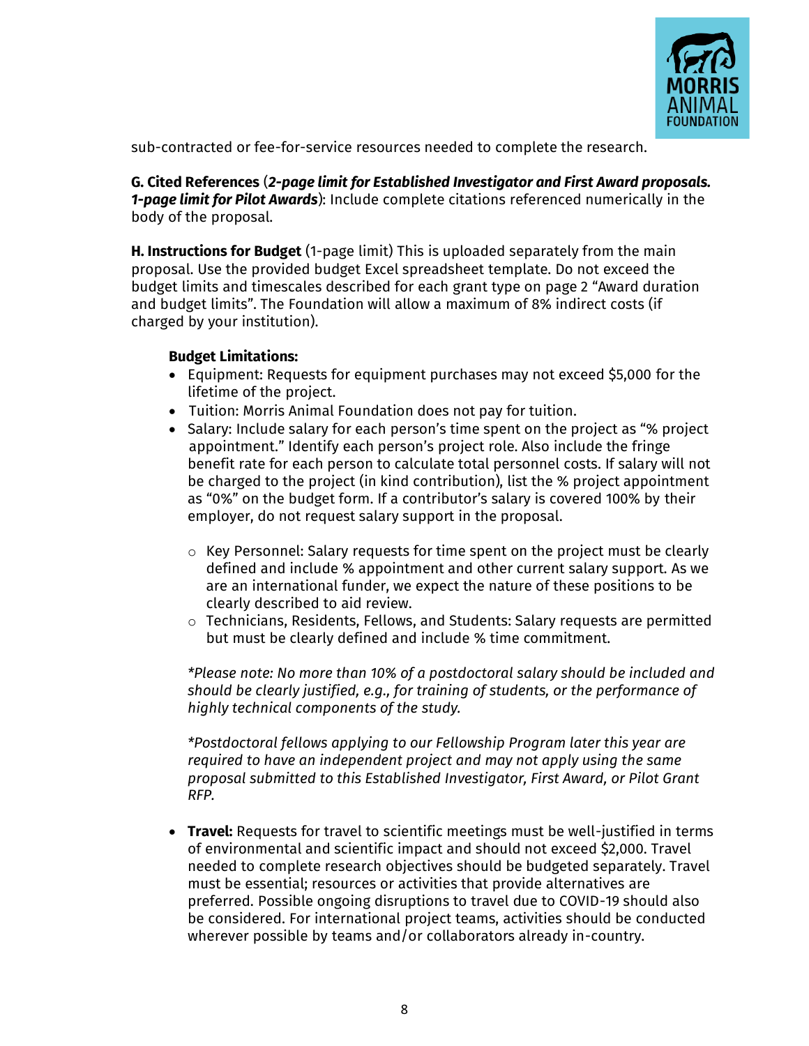sub-contracted or fee-for-service resources needed to complete the research.

**G. Cited References** (***2-page limit for Established Investigator and First Award proposals. 1-page limit for Pilot Awards***): Include complete citations referenced numerically in the body of the proposal.

**H. Instructions for Budget** (1-page limit) This is uploaded separately from the main proposal. Use the provided budget Excel spreadsheet template. Do not exceed the budget limits and timescales described for each grant type on page 2 "Award duration and budget limits". The Foundation will allow a maximum of 8% indirect costs (if charged by your institution).

**Budget Limitations:**

- Equipment: Requests for equipment purchases may not exceed $5,000 for the lifetime of the project.
- Tuition: Morris Animal Foundation does not pay for tuition.
- Salary: Include salary for each person's time spent on the project as "% project appointment." Identify each person's project role. Also include the fringe benefit rate for each person to calculate total personnel costs. If salary will not be charged to the project (in kind contribution), list the % project appointment as "0%" on the budget form. If a contributor's salary is covered 100% by their employer, do not request salary support in the proposal.
  - Key Personnel: Salary requests for time spent on the project must be clearly defined and include % appointment and other current salary support. As we are an international funder, we expect the nature of these positions to be clearly described to aid review.
  - Technicians, Residents, Fellows, and Students: Salary requests are permitted but must be clearly defined and include % time commitment.

  *\*Please note: No more than 10% of a postdoctoral salary should be included and should be clearly justified, e.g., for training of students, or the performance of highly technical components of the study.*

  *\*Postdoctoral fellows applying to our Fellowship Program later this year are required to have an independent project and may not apply using the same proposal submitted to this Established Investigator, First Award, or Pilot Grant RFP.*

- **Travel:** Requests for travel to scientific meetings must be well-justified in terms of environmental and scientific impact and should not exceed $2,000. Travel needed to complete research objectives should be budgeted separately. Travel must be essential; resources or activities that provide alternatives are preferred. Possible ongoing disruptions to travel due to COVID-19 should also be considered. For international project teams, activities should be conducted wherever possible by teams and/or collaborators already in-country.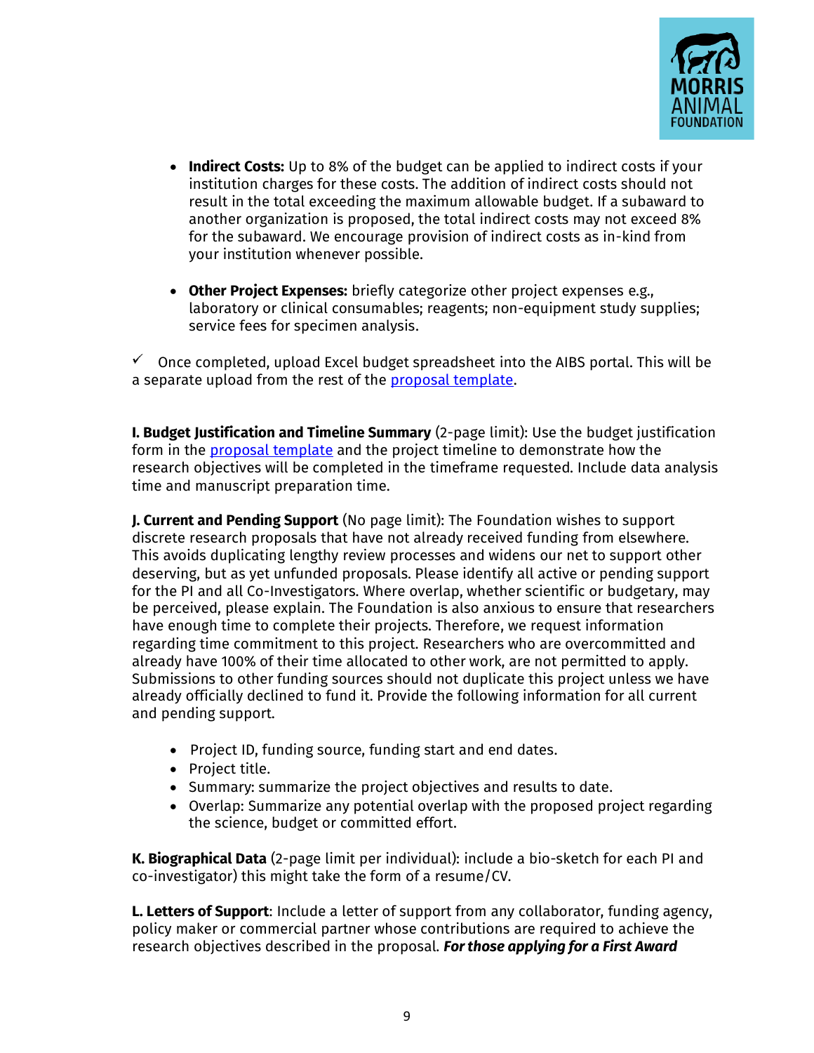- **Indirect Costs:** Up to 8% of the budget can be applied to indirect costs if your institution charges for these costs. The addition of indirect costs should not result in the total exceeding the maximum allowable budget. If a subaward to another organization is proposed, the total indirect costs may not exceed 8% for the subaward. We encourage provision of indirect costs as in-kind from your institution whenever possible.

- **Other Project Expenses:** briefly categorize other project expenses e.g., laboratory or clinical consumables; reagents; non-equipment study supplies; service fees for specimen analysis.

✓ Once completed, upload Excel budget spreadsheet into the AIBS portal. This will be a separate upload from the rest of the [proposal template](proposal template).

**I. Budget Justification and Timeline Summary** (2-page limit): Use the budget justification form in the [proposal template](proposal template) and the project timeline to demonstrate how the research objectives will be completed in the timeframe requested. Include data analysis time and manuscript preparation time.

**J. Current and Pending Support** (No page limit): The Foundation wishes to support discrete research proposals that have not already received funding from elsewhere. This avoids duplicating lengthy review processes and widens our net to support other deserving, but as yet unfunded proposals. Please identify all active or pending support for the PI and all Co-Investigators. Where overlap, whether scientific or budgetary, may be perceived, please explain. The Foundation is also anxious to ensure that researchers have enough time to complete their projects. Therefore, we request information regarding time commitment to this project. Researchers who are overcommitted and already have 100% of their time allocated to other work, are not permitted to apply. Submissions to other funding sources should not duplicate this project unless we have already officially declined to fund it. Provide the following information for all current and pending support.

- Project ID, funding source, funding start and end dates.
- Project title.
- Summary: summarize the project objectives and results to date.
- Overlap: Summarize any potential overlap with the proposed project regarding the science, budget or committed effort.

**K. Biographical Data** (2-page limit per individual): include a bio-sketch for each PI and co-investigator) this might take the form of a resume/CV.

**L. Letters of Support**: Include a letter of support from any collaborator, funding agency, policy maker or commercial partner whose contributions are required to achieve the research objectives described in the proposal. ***For those applying for a First Award***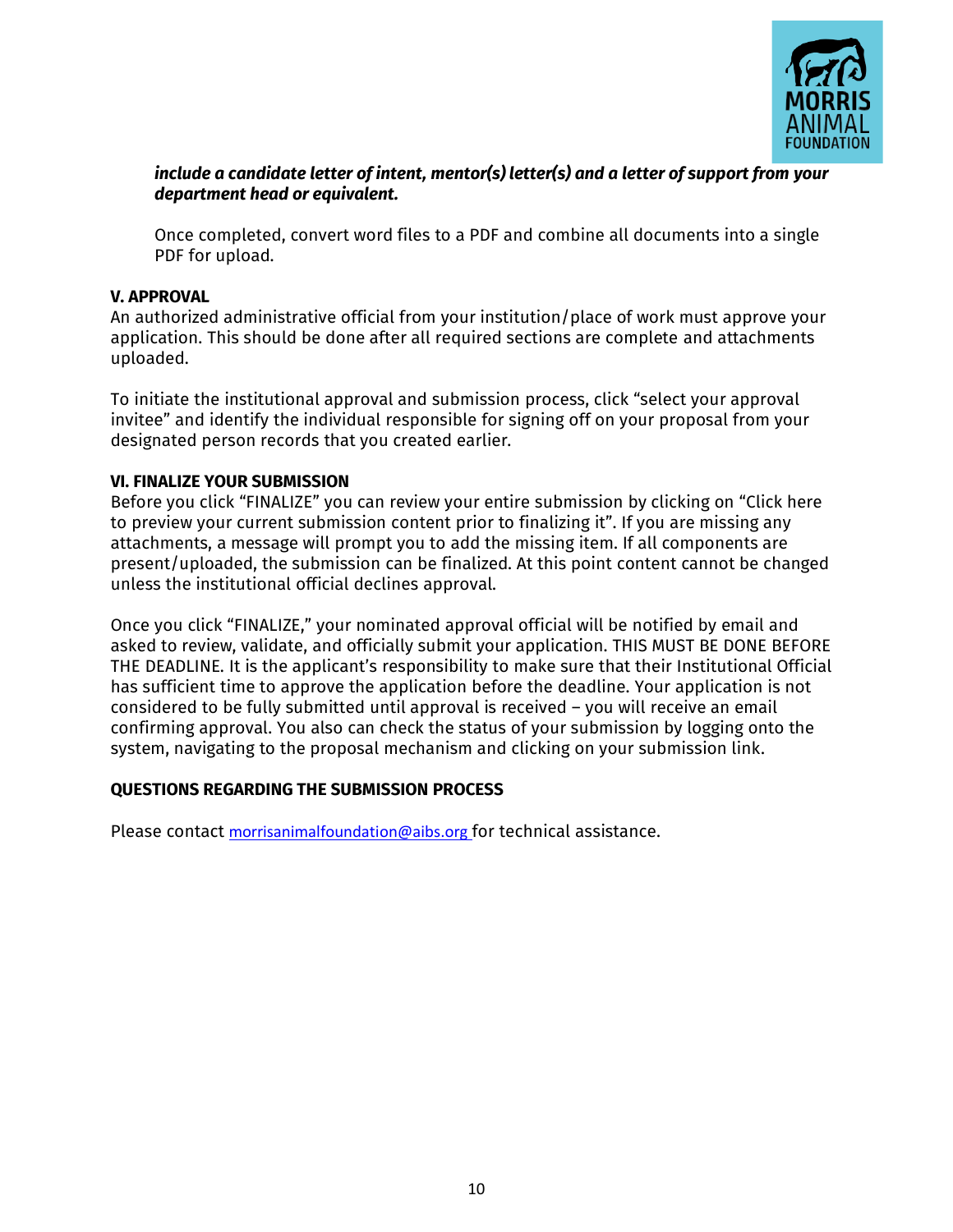***include a candidate letter of intent, mentor(s) letter(s) and a letter of support from your department head or equivalent.***

Once completed, convert word files to a PDF and combine all documents into a single PDF for upload.

**V. APPROVAL**

An authorized administrative official from your institution/place of work must approve your application. This should be done after all required sections are complete and attachments uploaded.

To initiate the institutional approval and submission process, click "select your approval invitee" and identify the individual responsible for signing off on your proposal from your designated person records that you created earlier.

**VI. FINALIZE YOUR SUBMISSION**

Before you click "FINALIZE" you can review your entire submission by clicking on "Click here to preview your current submission content prior to finalizing it". If you are missing any attachments, a message will prompt you to add the missing item. If all components are present/uploaded, the submission can be finalized. At this point content cannot be changed unless the institutional official declines approval.

Once you click "FINALIZE," your nominated approval official will be notified by email and asked to review, validate, and officially submit your application. THIS MUST BE DONE BEFORE THE DEADLINE. It is the applicant's responsibility to make sure that their Institutional Official has sufficient time to approve the application before the deadline. Your application is not considered to be fully submitted until approval is received – you will receive an email confirming approval. You also can check the status of your submission by logging onto the system, navigating to the proposal mechanism and clicking on your submission link.

**QUESTIONS REGARDING THE SUBMISSION PROCESS**

Please contact morrisanimalfoundation@aibs.org for technical assistance.